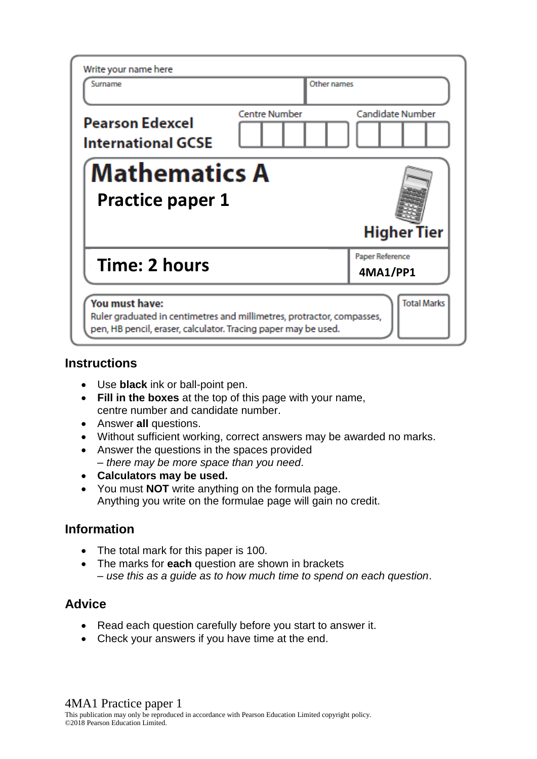Write your name here

| Surname | Other names |
| --- | --- |
| | |

**Pearson Edexcel International GCSE**

Centre Number | Candidate Number

# Mathematics A

## Practice paper 1

**Higher Tier**

**Time: 2 hours**

Paper Reference **4MA1/PP1**

**You must have:**
Ruler graduated in centimetres and millimetres, protractor, compasses, pen, HB pencil, eraser, calculator. Tracing paper may be used.

Total Marks

## Instructions

- Use **black** ink or ball-point pen.
- **Fill in the boxes** at the top of this page with your name, centre number and candidate number.
- Answer **all** questions.
- Without sufficient working, correct answers may be awarded no marks.
- Answer the questions in the spaces provided – *there may be more space than you need*.
- **Calculators may be used.**
- You must **NOT** write anything on the formula page. Anything you write on the formulae page will gain no credit.

## Information

- The total mark for this paper is 100.
- The marks for **each** question are shown in brackets – *use this as a guide as to how much time to spend on each question*.

## Advice

- Read each question carefully before you start to answer it.
- Check your answers if you have time at the end.

4MA1 Practice paper 1

This publication may only be reproduced in accordance with Pearson Education Limited copyright policy.
©2018 Pearson Education Limited.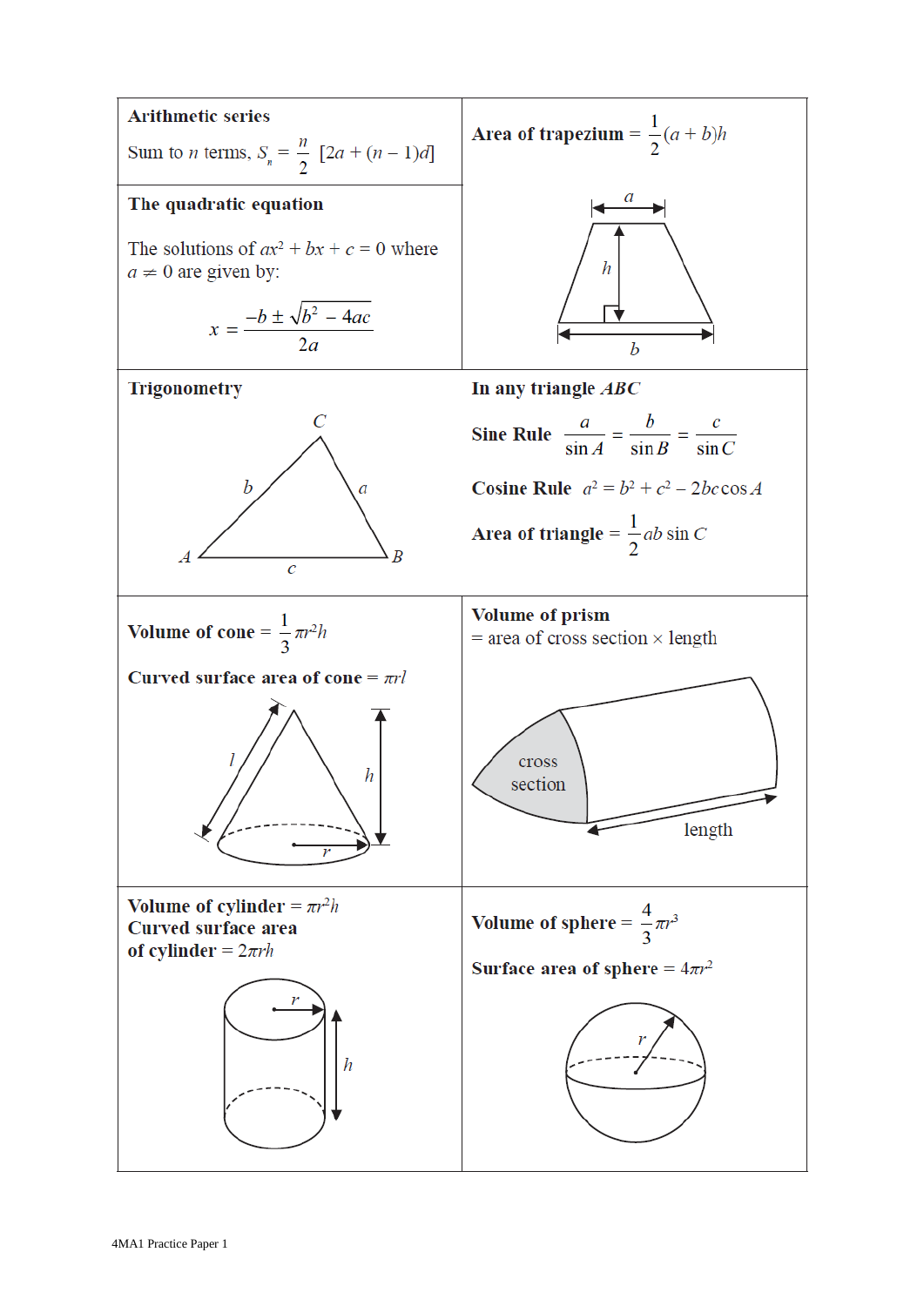**Arithmetic series**

Sum to $n$ terms, $S_n = \frac{n}{2}[2a + (n-1)d]$

**Area of trapezium** $= \frac{1}{2}(a + b)h$

**The quadratic equation**

The solutions of $ax^2 + bx + c = 0$ where $a \neq 0$ are given by:

$$x = \frac{-b \pm \sqrt{b^2 - 4ac}}{2a}$$

**Trigonometry**

**In any triangle** ***ABC***

**Sine Rule** $\frac{a}{\sin A} = \frac{b}{\sin B} = \frac{c}{\sin C}$

**Cosine Rule** $a^2 = b^2 + c^2 - 2bc\cos A$

**Area of triangle** $= \frac{1}{2}ab\sin C$

**Volume of cone** $= \frac{1}{3}\pi r^2 h$

**Curved surface area of cone** $= \pi r l$

**Volume of prism**
= area of cross section × length

**Volume of cylinder** $= \pi r^2 h$
**Curved surface area of cylinder** $= 2\pi r h$

**Volume of sphere** $= \frac{4}{3}\pi r^3$

**Surface area of sphere** $= 4\pi r^2$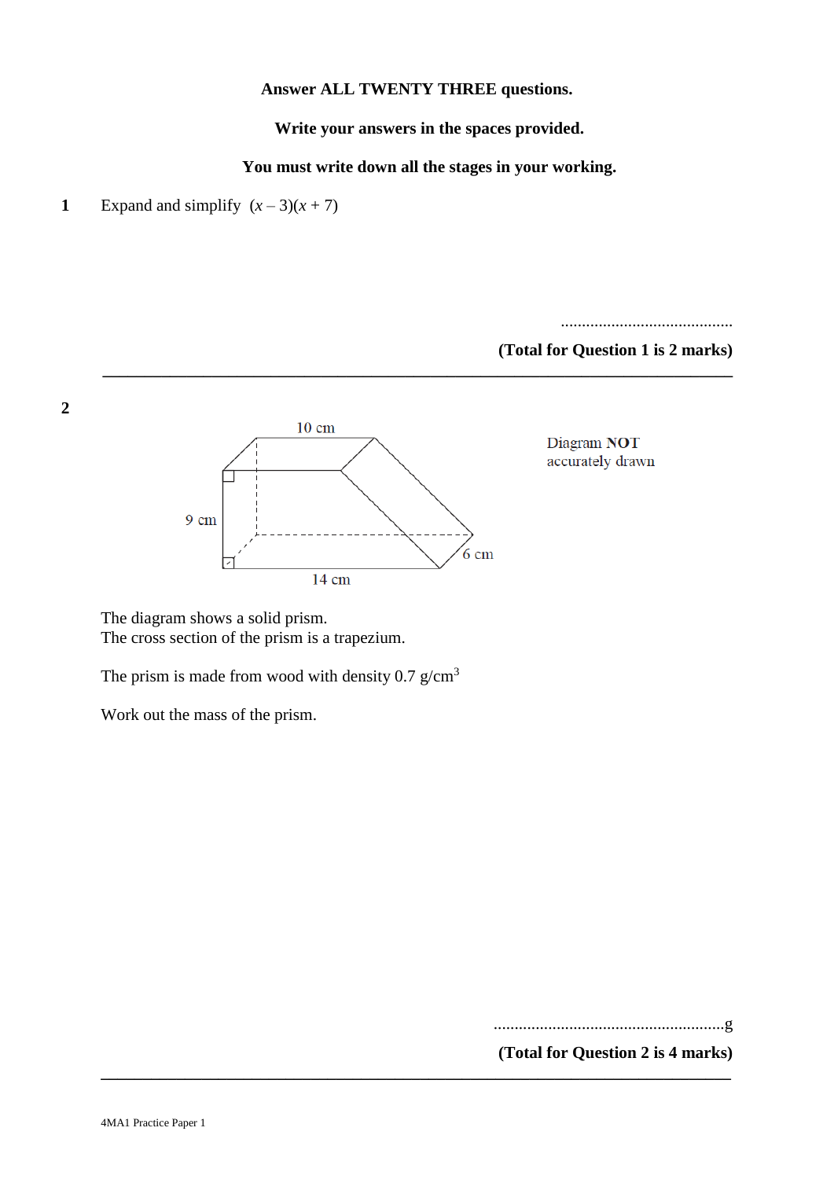**Answer ALL TWENTY THREE questions.**

**Write your answers in the spaces provided.**

**You must write down all the stages in your working.**

**1** Expand and simplify $(x - 3)(x + 7)$

..........................................

**(Total for Question 1 is 2 marks)**

---

**2**

10 cm

9 cm

14 cm

6 cm

Diagram **NOT** accurately drawn

The diagram shows a solid prism.
The cross section of the prism is a trapezium.

The prism is made from wood with density 0.7 g/cm$^3$

Work out the mass of the prism.

.......................................................g

**(Total for Question 2 is 4 marks)**

---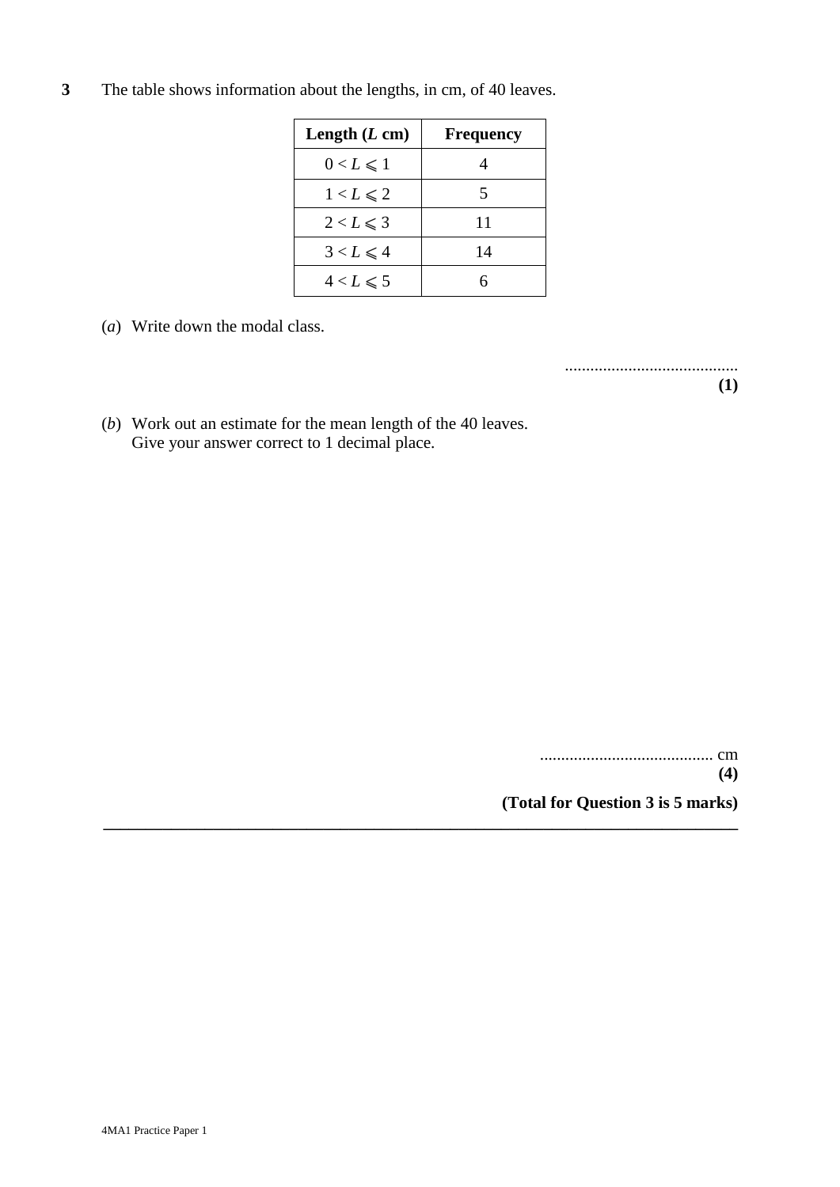**3** The table shows information about the lengths, in cm, of 40 leaves.

| **Length ($L$ cm)** | **Frequency** |
|---|---|
| $0 < L \leqslant 1$ | 4 |
| $1 < L \leqslant 2$ | 5 |
| $2 < L \leqslant 3$ | 11 |
| $3 < L \leqslant 4$ | 14 |
| $4 < L \leqslant 5$ | 6 |

(*a*) Write down the modal class.

........................................
**(1)**

(*b*) Work out an estimate for the mean length of the 40 leaves.
Give your answer correct to 1 decimal place.

........................................ cm
**(4)**

**(Total for Question 3 is 5 marks)**

---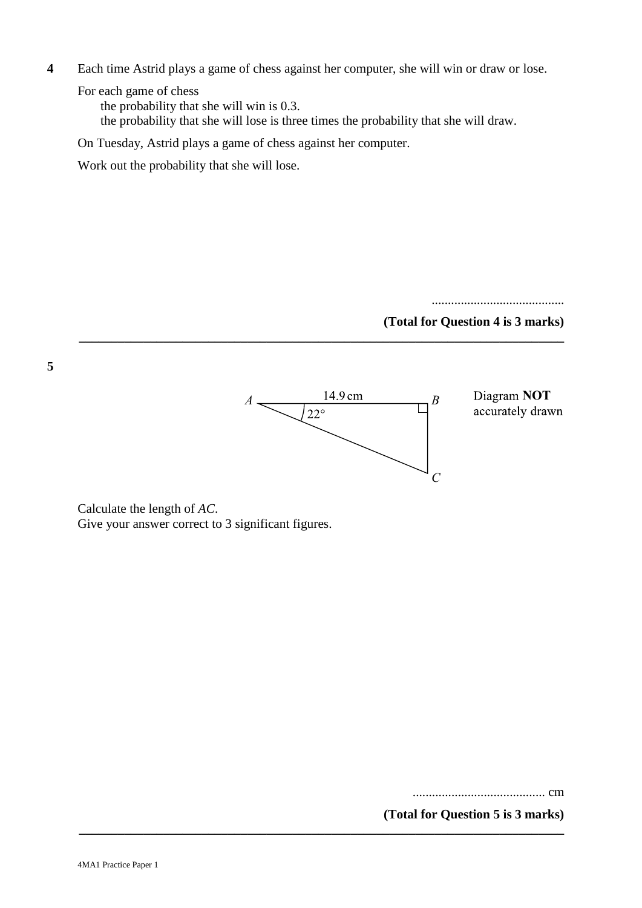**4** Each time Astrid plays a game of chess against her computer, she will win or draw or lose.

For each game of chess

the probability that she will win is 0.3.

the probability that she will lose is three times the probability that she will draw.

On Tuesday, Astrid plays a game of chess against her computer.

Work out the probability that she will lose.

.........................................

**(Total for Question 4 is 3 marks)**

---

**5**

$A$ — 14.9 cm — $B$, angle at $A$ = $22°$, right angle at $B$, $C$ below $B$.

Diagram **NOT** accurately drawn

Calculate the length of *AC*.
Give your answer correct to 3 significant figures.

......................................... cm

**(Total for Question 5 is 3 marks)**

---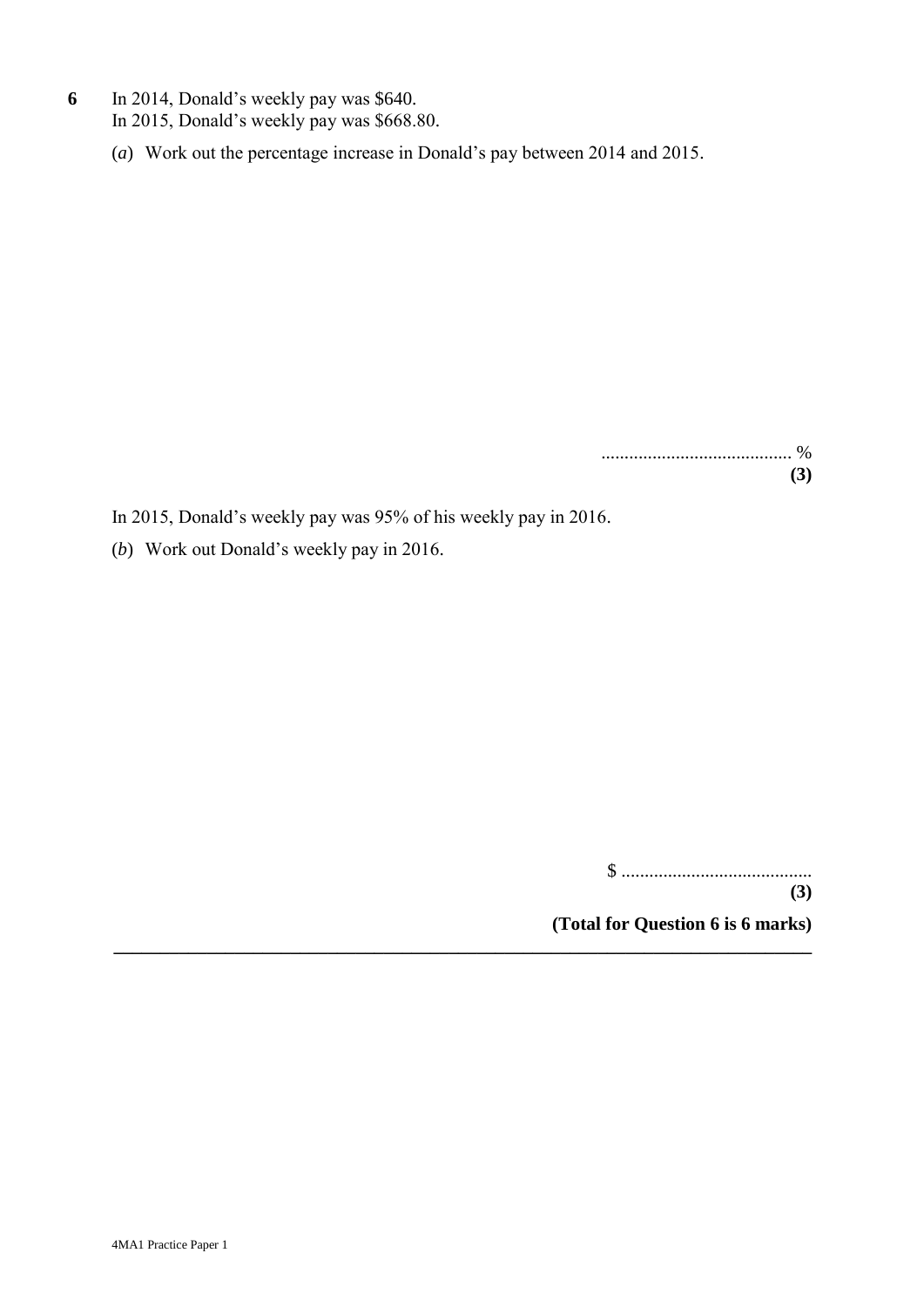**6** In 2014, Donald's weekly pay was \$640.
In 2015, Donald's weekly pay was \$668.80.

(*a*) Work out the percentage increase in Donald's pay between 2014 and 2015.

.......................................... %
**(3)**

In 2015, Donald's weekly pay was 95% of his weekly pay in 2016.

(*b*) Work out Donald's weekly pay in 2016.

\$ ..........................................
**(3)**

**(Total for Question 6 is 6 marks)**

---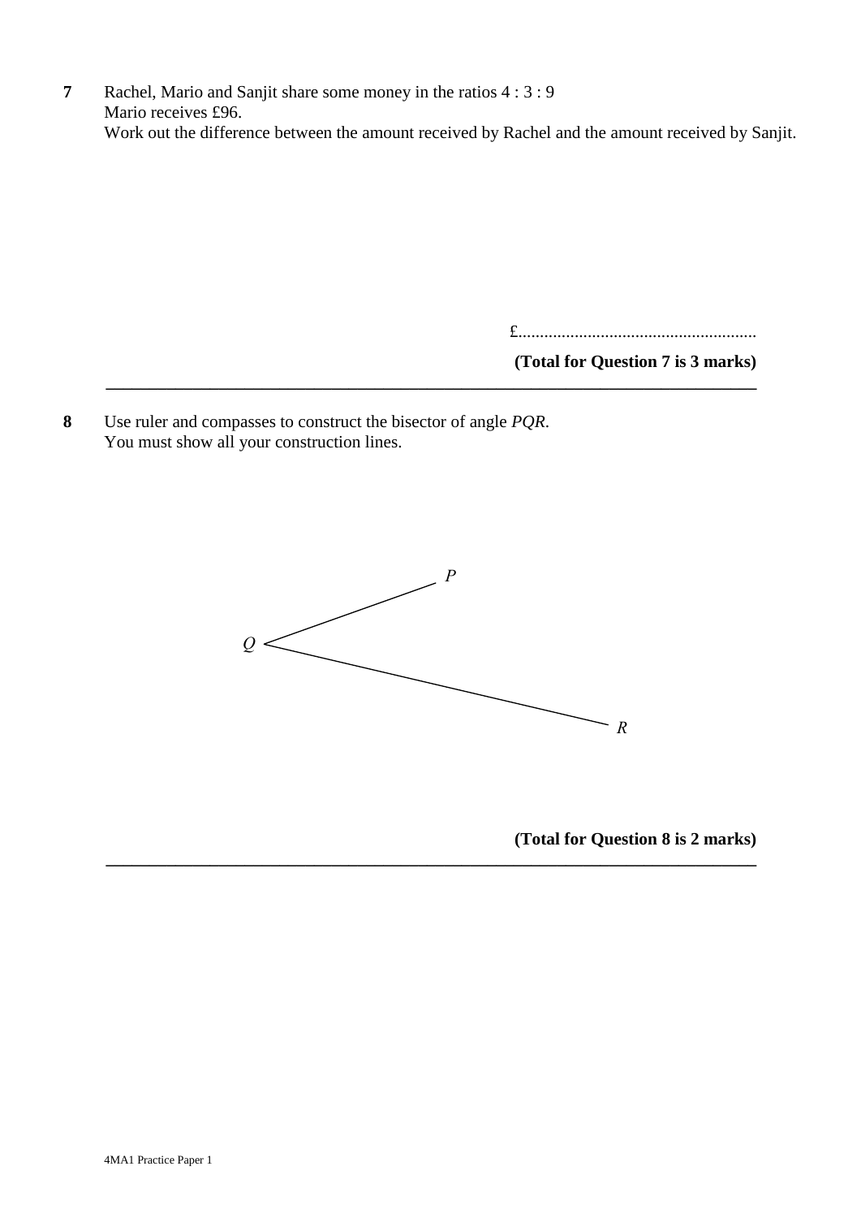**7** Rachel, Mario and Sanjit share some money in the ratios 4 : 3 : 9
Mario receives £96.
Work out the difference between the amount received by Rachel and the amount received by Sanjit.

£.......................................................

**(Total for Question 7 is 3 marks)**

---

**8** Use ruler and compasses to construct the bisector of angle *PQR*.
You must show all your construction lines.

*P*

*Q*

*R*

**(Total for Question 8 is 2 marks)**

---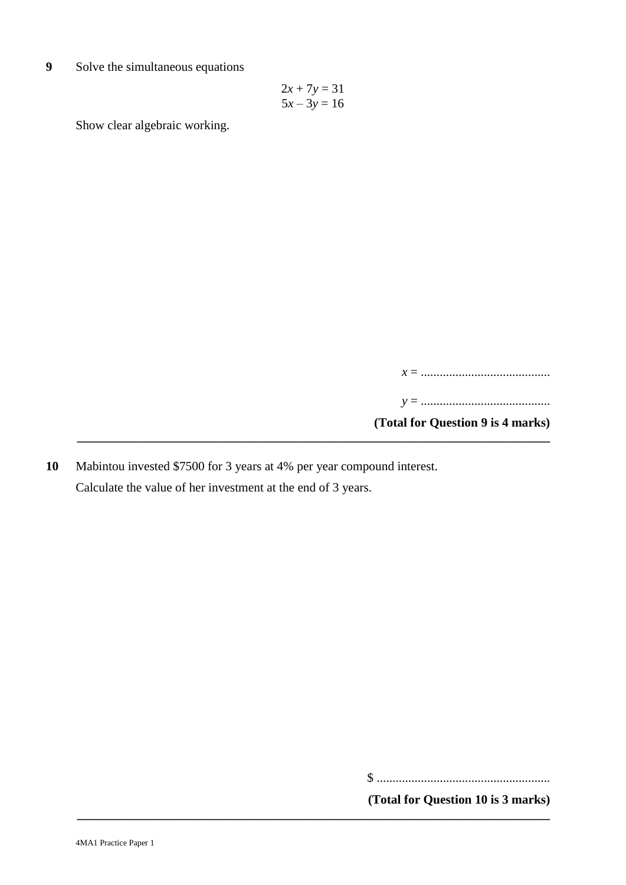**9** Solve the simultaneous equations

$$2x + 7y = 31$$
$$5x - 3y = 16$$

Show clear algebraic working.

$x$ = ..........................................

$y$ = ..........................................

**(Total for Question 9 is 4 marks)**

---

**10** Mabintou invested \$7500 for 3 years at 4% per year compound interest.

Calculate the value of her investment at the end of 3 years.

\$ .......................................................

**(Total for Question 10 is 3 marks)**

---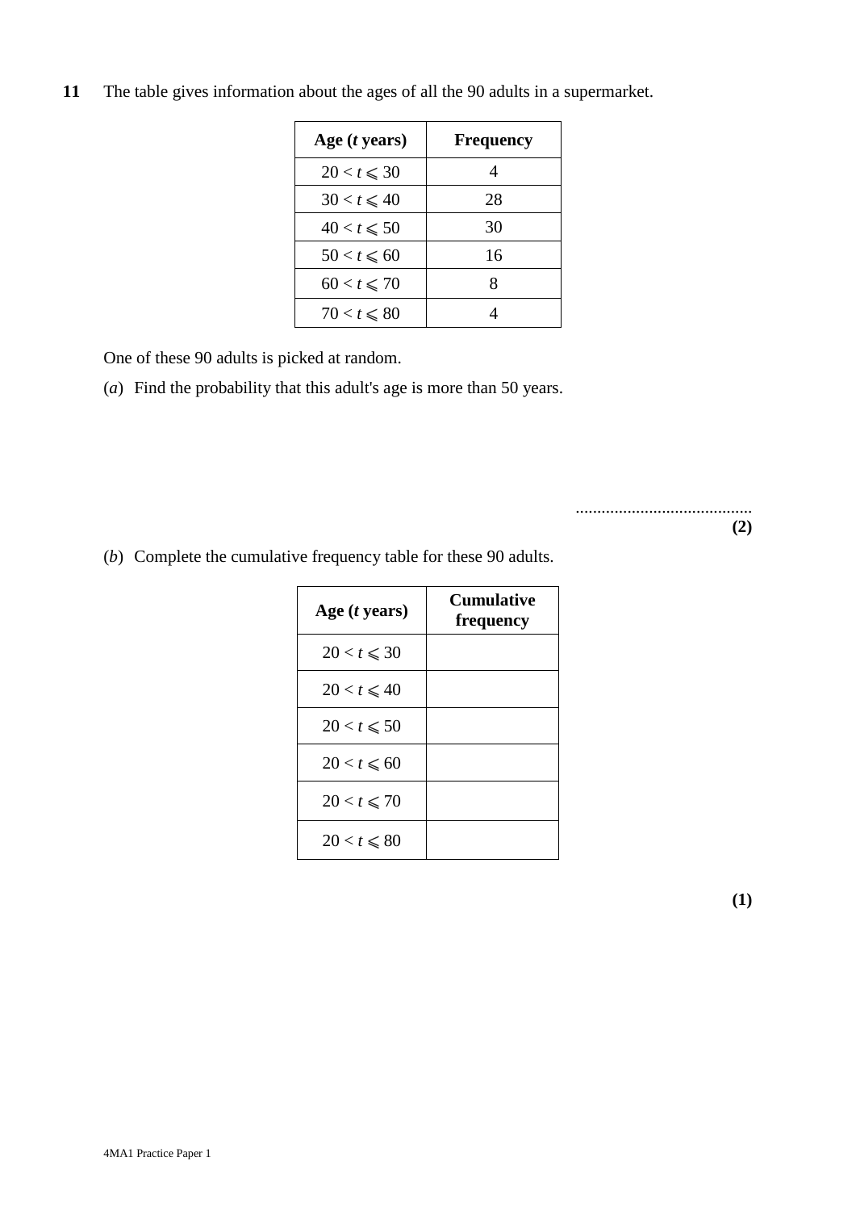**11** The table gives information about the ages of all the 90 adults in a supermarket.

| Age ($t$ years) | Frequency |
|---|---|
| $20 < t \leqslant 30$ | 4 |
| $30 < t \leqslant 40$ | 28 |
| $40 < t \leqslant 50$ | 30 |
| $50 < t \leqslant 60$ | 16 |
| $60 < t \leqslant 70$ | 8 |
| $70 < t \leqslant 80$ | 4 |

One of these 90 adults is picked at random.

(*a*) Find the probability that this adult's age is more than 50 years.

.........................................
**(2)**

(*b*) Complete the cumulative frequency table for these 90 adults.

| Age ($t$ years) | Cumulative frequency |
|---|---|
| $20 < t \leqslant 30$ | |
| $20 < t \leqslant 40$ | |
| $20 < t \leqslant 50$ | |
| $20 < t \leqslant 60$ | |
| $20 < t \leqslant 70$ | |
| $20 < t \leqslant 80$ | |

**(1)**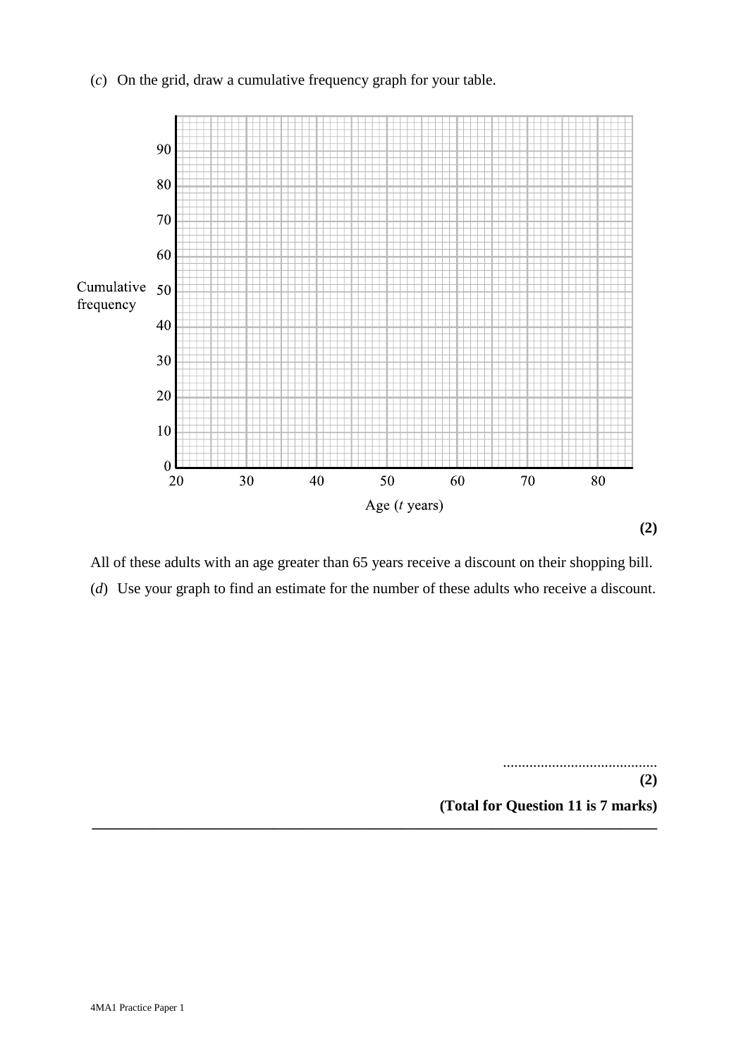(*c*) On the grid, draw a cumulative frequency graph for your table.

Cumulative frequency

0, 10, 20, 30, 40, 50, 60, 70, 80, 90

20, 30, 40, 50, 60, 70, 80

Age ($t$ years)

**(2)**

All of these adults with an age greater than 65 years receive a discount on their shopping bill.

(*d*) Use your graph to find an estimate for the number of these adults who receive a discount.

........................................

**(2)**

**(Total for Question 11 is 7 marks)**

---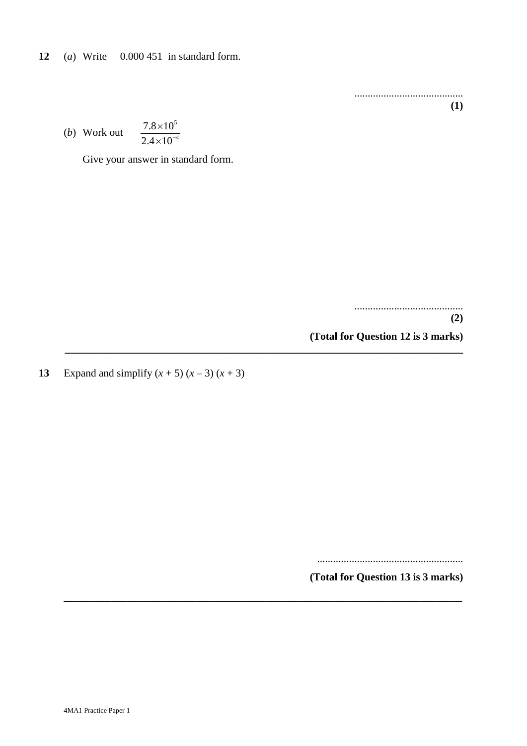**12** (*a*) Write 0.000 451 in standard form.

..........................................

**(1)**

(*b*) Work out $\dfrac{7.8 \times 10^{5}}{2.4 \times 10^{-4}}$

Give your answer in standard form.

..........................................

**(2)**

**(Total for Question 12 is 3 marks)**

---

**13** Expand and simplify $(x + 5)(x - 3)(x + 3)$

.......................................................

**(Total for Question 13 is 3 marks)**

---

4MA1 Practice Paper 1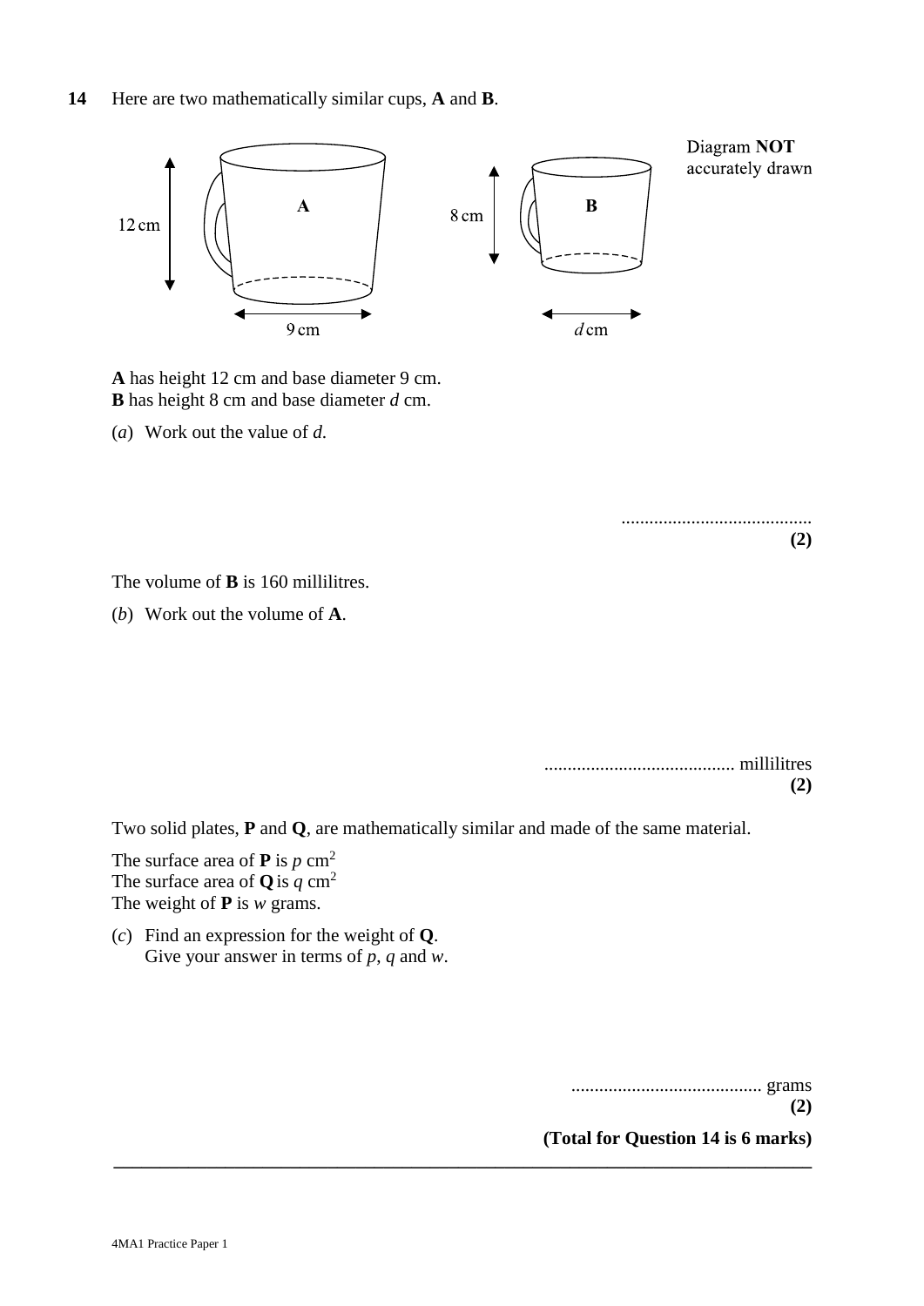**14** Here are two mathematically similar cups, **A** and **B**.

Diagram **NOT** accurately drawn

**A** has height 12 cm and base diameter 9 cm.
**B** has height 8 cm and base diameter $d$ cm.

(*a*) Work out the value of $d$.

..........................................
**(2)**

The volume of **B** is 160 millilitres.

(*b*) Work out the volume of **A**.

.......................................... millilitres
**(2)**

Two solid plates, **P** and **Q**, are mathematically similar and made of the same material.

The surface area of **P** is $p$ cm$^2$
The surface area of **Q** is $q$ cm$^2$
The weight of **P** is $w$ grams.

(*c*) Find an expression for the weight of **Q**.
Give your answer in terms of $p$, $q$ and $w$.

.......................................... grams
**(2)**

**(Total for Question 14 is 6 marks)**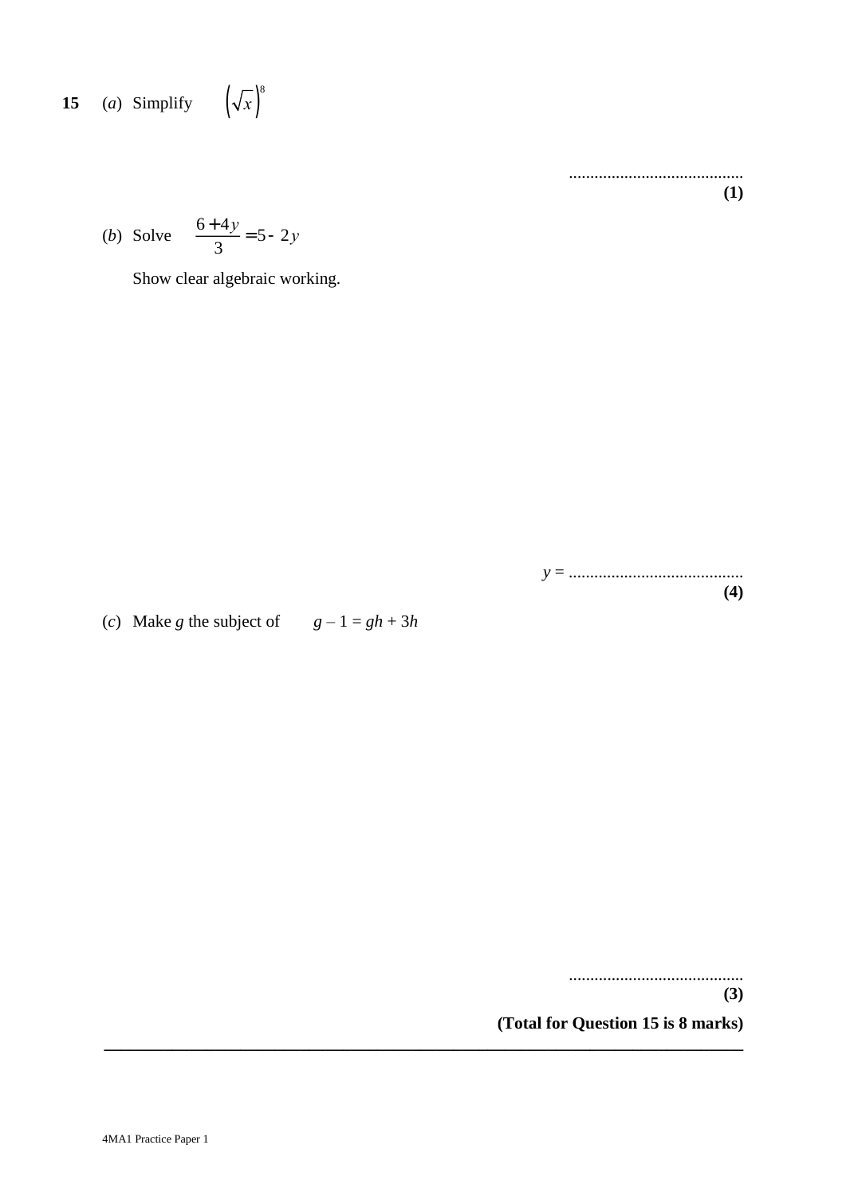**15** (*a*) Simplify $\left(\sqrt{x}\right)^8$

.........................................
**(1)**

(*b*) Solve $\dfrac{6+4y}{3} = 5 - 2y$

Show clear algebraic working.

$y =$ .........................................
**(4)**

(*c*) Make $g$ the subject of $g - 1 = gh + 3h$

.........................................
**(3)**

**(Total for Question 15 is 8 marks)**

---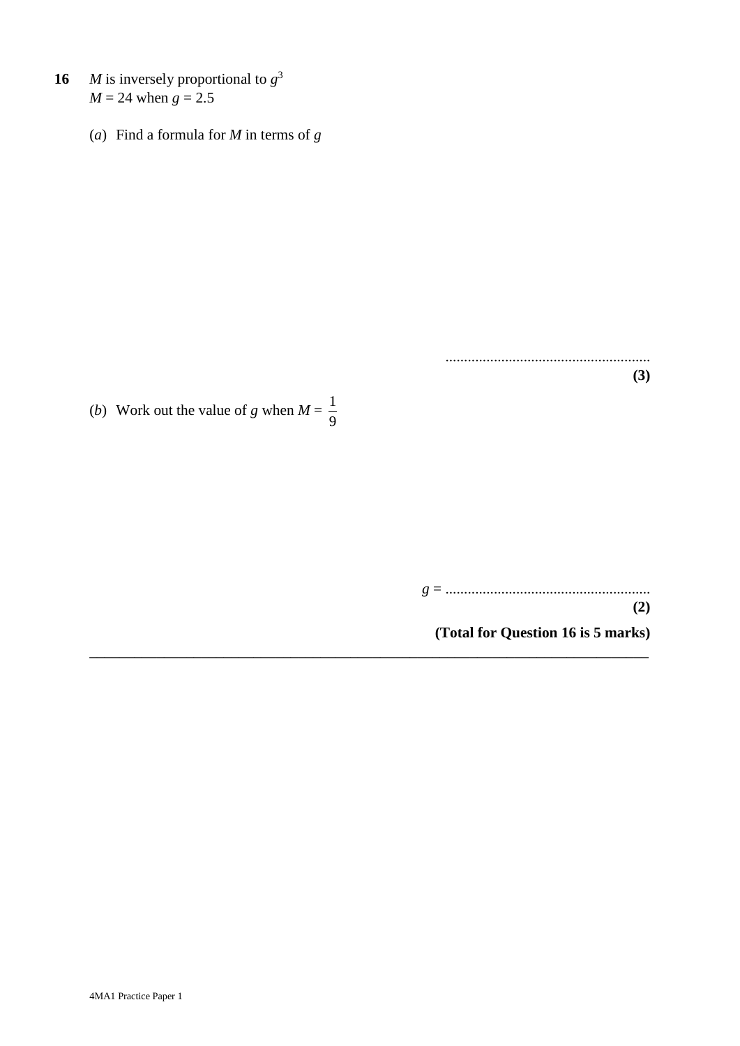**16** $M$ is inversely proportional to $g^3$
$M = 24$ when $g = 2.5$

(*a*) Find a formula for $M$ in terms of $g$

.......................................................
**(3)**

(*b*) Work out the value of $g$ when $M = \frac{1}{9}$

$g$ = .......................................................
**(2)**

**(Total for Question 16 is 5 marks)**

---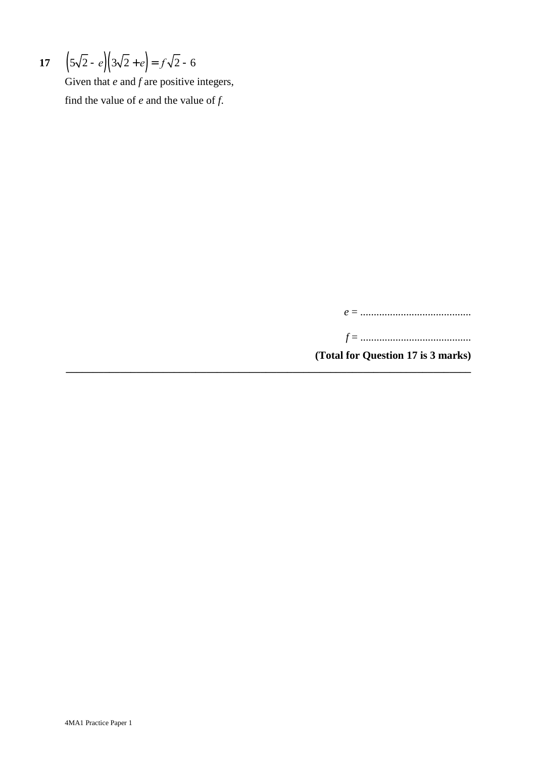**17** $\left(5\sqrt{2} - e\right)\left(3\sqrt{2} + e\right) = f\sqrt{2} - 6$

Given that $e$ and $f$ are positive integers,

find the value of $e$ and the value of $f$.

$e$ = ..........................................

$f$ = ..........................................

**(Total for Question 17 is 3 marks)**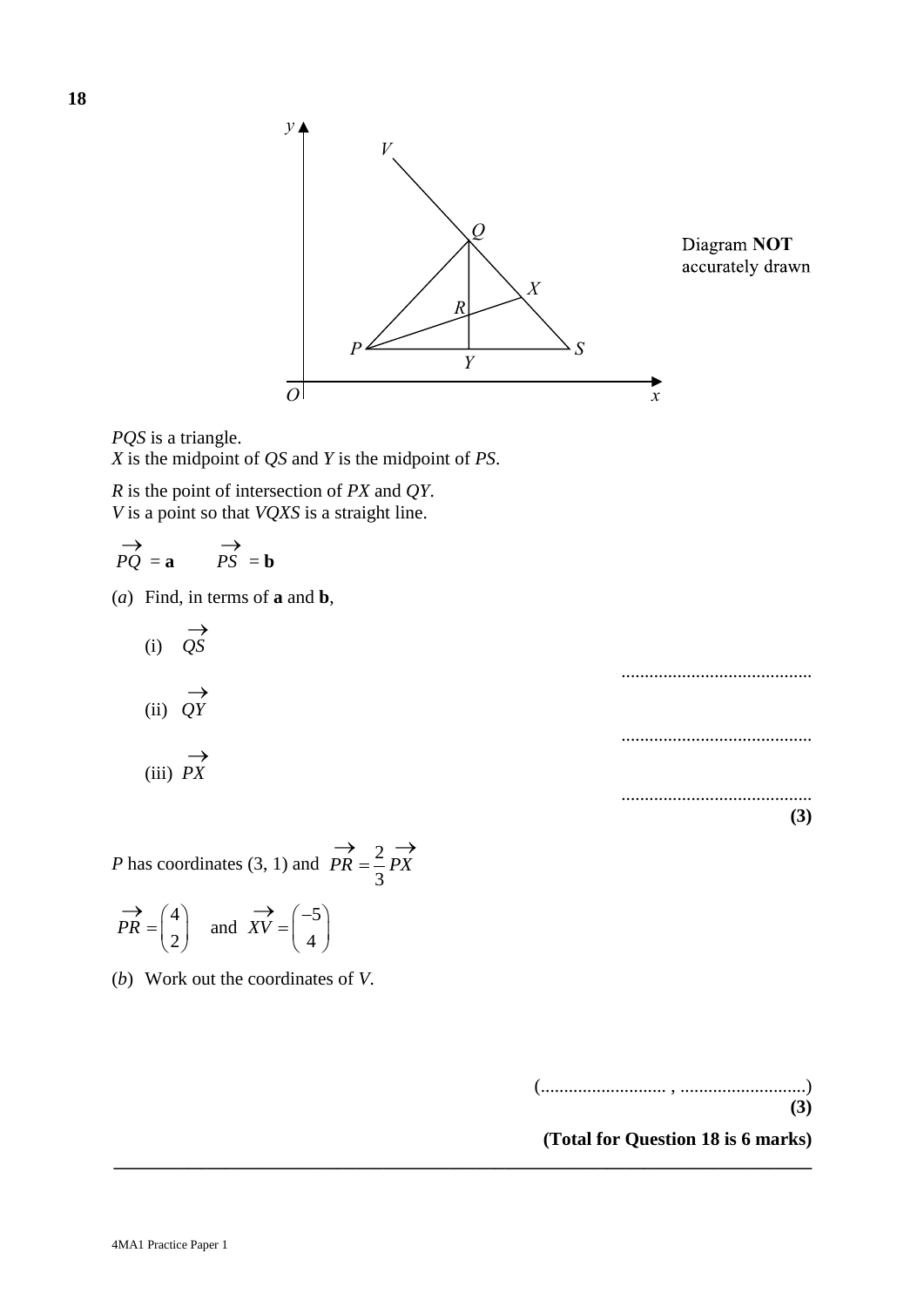**18**

Diagram **NOT** accurately drawn

*PQS* is a triangle.
*X* is the midpoint of *QS* and *Y* is the midpoint of *PS*.

*R* is the point of intersection of *PX* and *QY*.
*V* is a point so that *VQXS* is a straight line.

$\overrightarrow{PQ} = \mathbf{a} \qquad \overrightarrow{PS} = \mathbf{b}$

(*a*) Find, in terms of **a** and **b**,

(i) $\overrightarrow{QS}$

.........................................

(ii) $\overrightarrow{QY}$

.........................................

(iii) $\overrightarrow{PX}$

.........................................
**(3)**

*P* has coordinates (3, 1) and $\overrightarrow{PR} = \frac{2}{3}\overrightarrow{PX}$

$\overrightarrow{PR} = \begin{pmatrix} 4 \\ 2 \end{pmatrix}$ and $\overrightarrow{XV} = \begin{pmatrix} -5 \\ 4 \end{pmatrix}$

(*b*) Work out the coordinates of *V*.

(.......................... , ..........................)
**(3)**

**(Total for Question 18 is 6 marks)**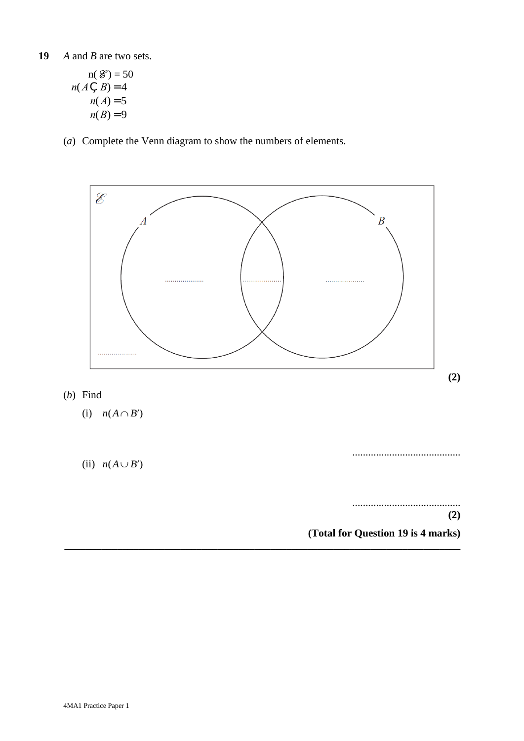**19** $A$ and $B$ are two sets.

$n(\mathscr{E}) = 50$
$n(A \cap B) = 4$
$n(A) = 5$
$n(B) = 9$

(*a*) Complete the Venn diagram to show the numbers of elements.

$\mathscr{E}$

$A$ ...................... ...................... ...................... $B$

......................

**(2)**

(*b*) Find

(i) $n(A \cap B')$

.........................................

(ii) $n(A \cup B')$

.........................................

**(2)**

**(Total for Question 19 is 4 marks)**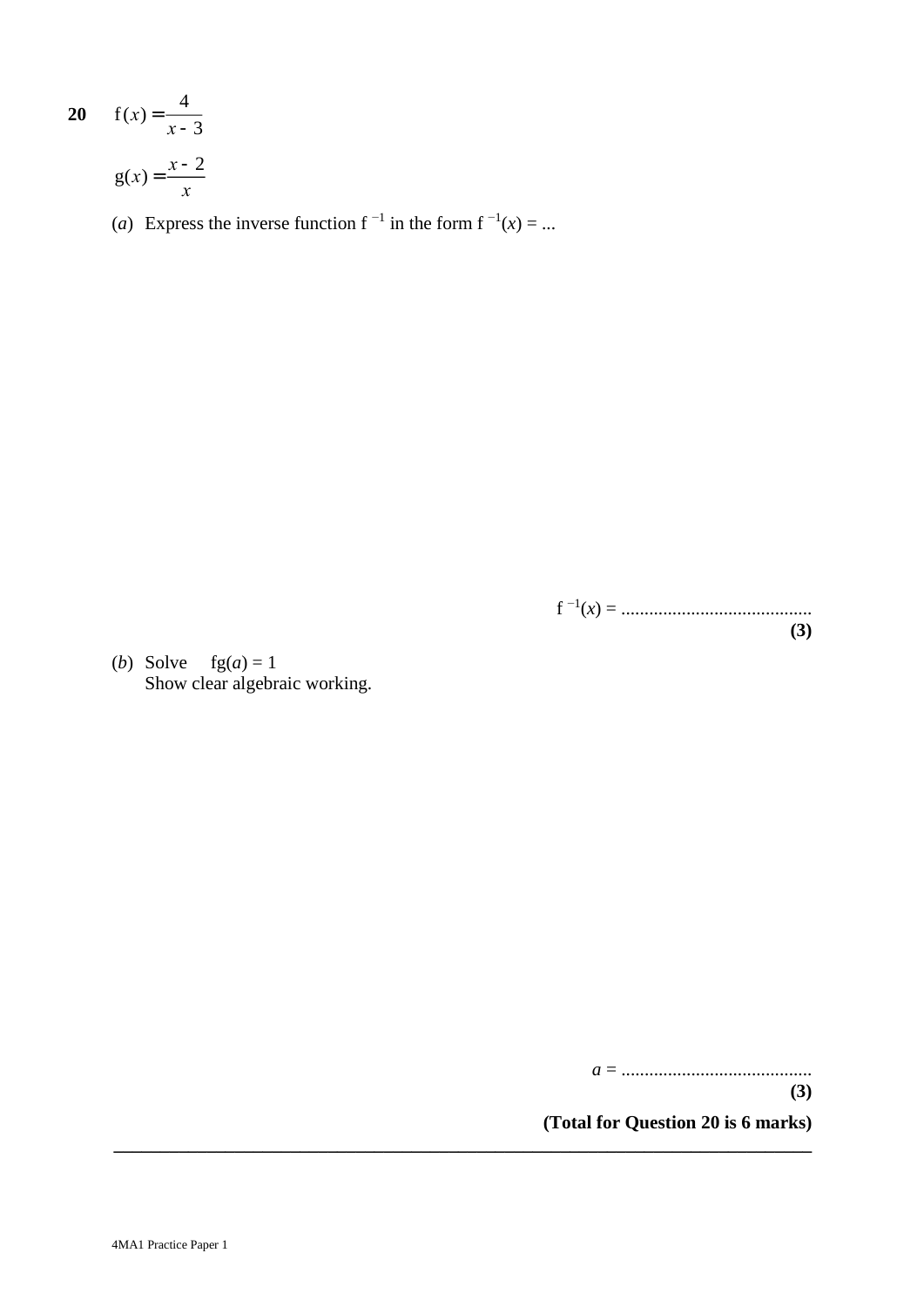**20** $\quad \mathrm{f}(x) = \dfrac{4}{x - 3}$

$\mathrm{g}(x) = \dfrac{x - 2}{x}$

(*a*) Express the inverse function $\mathrm{f}^{-1}$ in the form $\mathrm{f}^{-1}(x) = \ldots$

$\mathrm{f}^{-1}(x) = \ldots\ldots\ldots\ldots\ldots\ldots\ldots\ldots\ldots\ldots$

**(3)**

(*b*) Solve $\quad \mathrm{fg}(a) = 1$

Show clear algebraic working.

$a = \ldots\ldots\ldots\ldots\ldots\ldots\ldots\ldots\ldots\ldots$

**(3)**

**(Total for Question 20 is 6 marks)**

---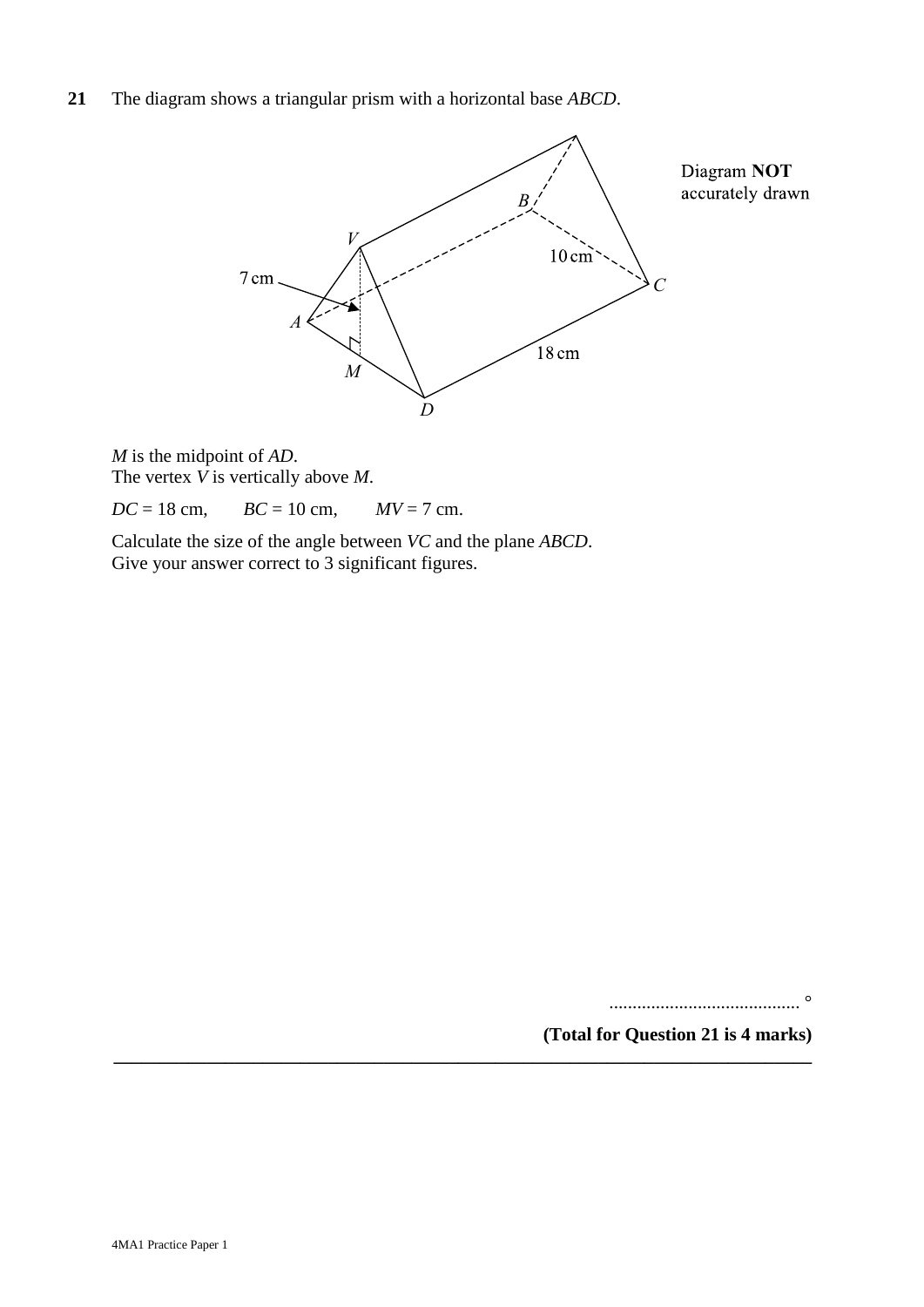**21** The diagram shows a triangular prism with a horizontal base *ABCD*.

Diagram **NOT** accurately drawn

*M* is the midpoint of *AD*.
The vertex *V* is vertically above *M*.

*DC* = 18 cm, *BC* = 10 cm, *MV* = 7 cm.

Calculate the size of the angle between *VC* and the plane *ABCD*.
Give your answer correct to 3 significant figures.

.......................................... °

**(Total for Question 21 is 4 marks)**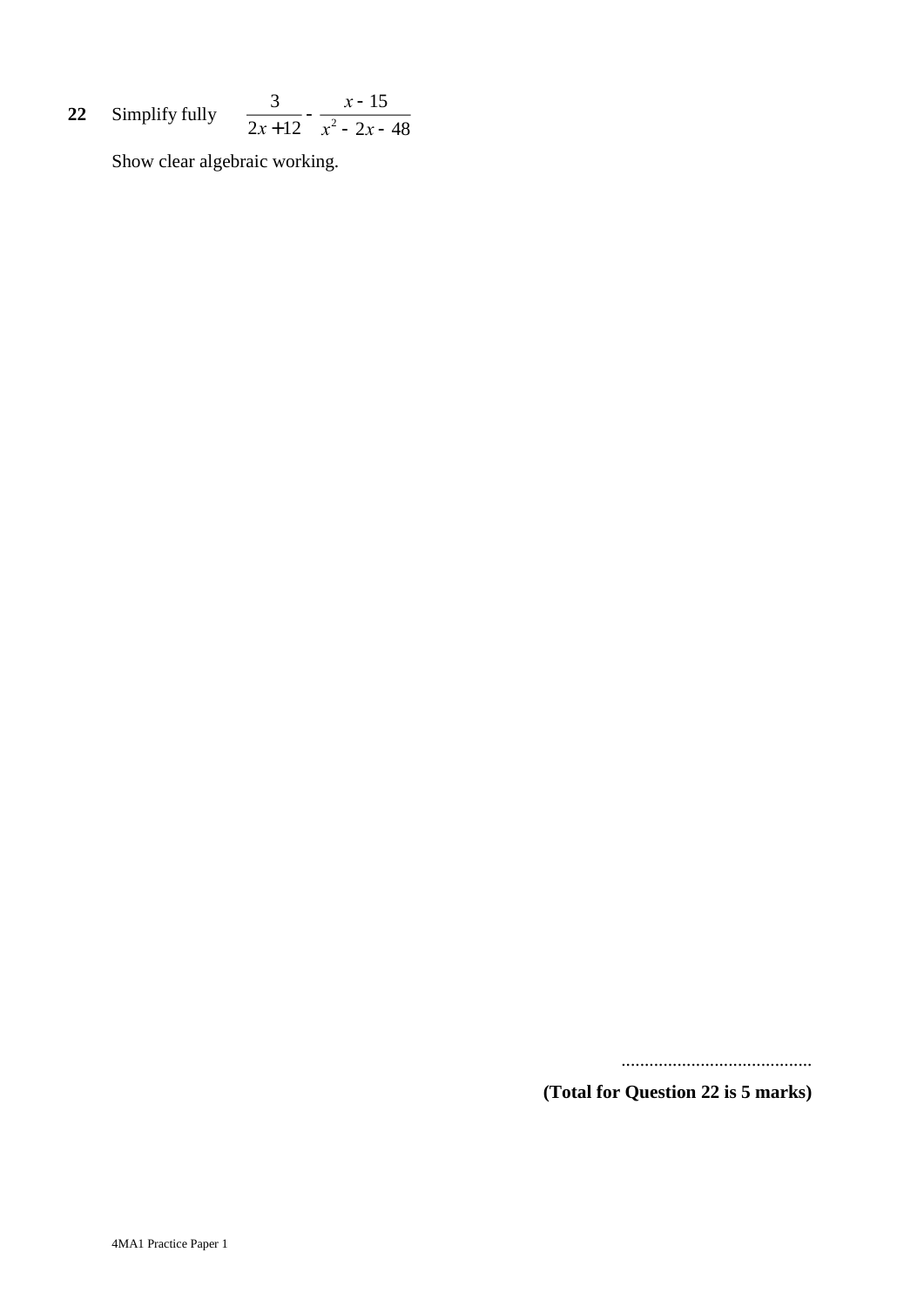**22** Simplify fully $\dfrac{3}{2x+12} - \dfrac{x-15}{x^2-2x-48}$

Show clear algebraic working.

..........................................

**(Total for Question 22 is 5 marks)**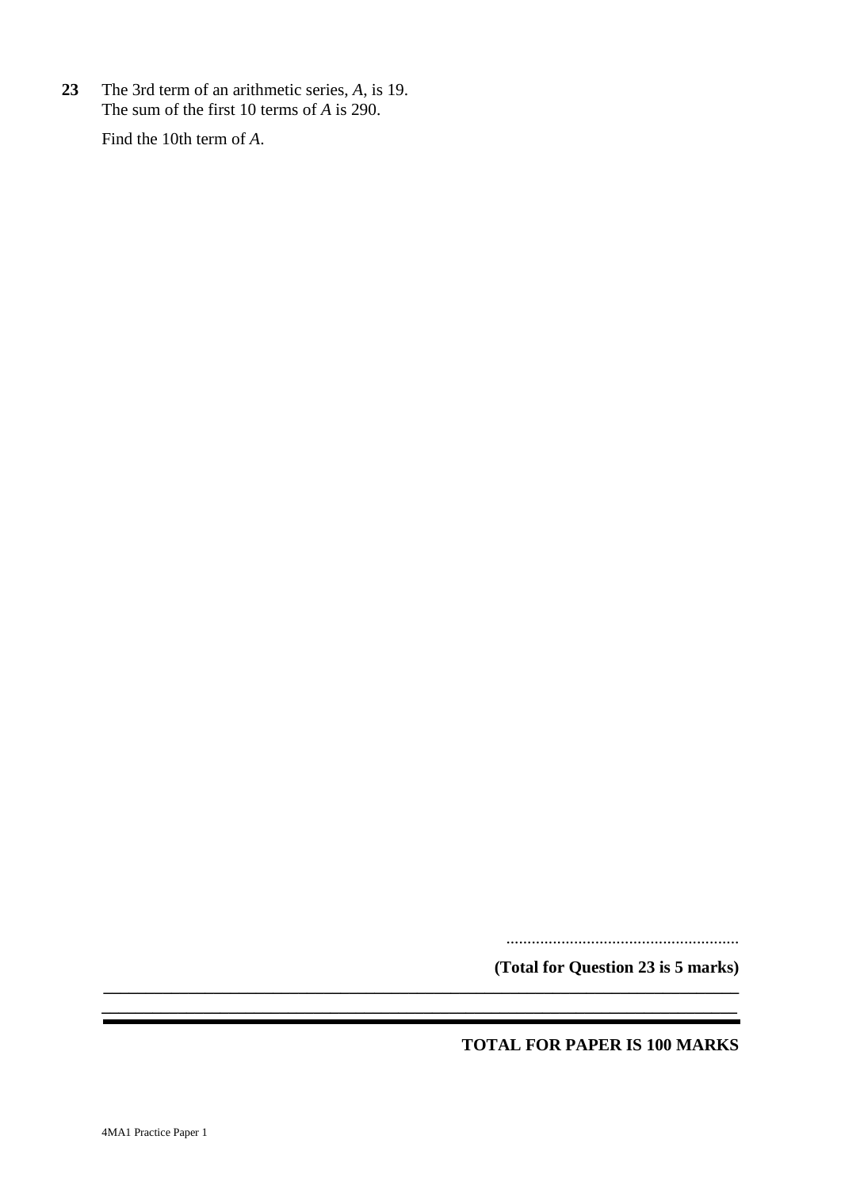**23** The 3rd term of an arithmetic series, *A*, is 19.
The sum of the first 10 terms of *A* is 290.

Find the 10th term of *A*.

.......................................................

**(Total for Question 23 is 5 marks)**

---

**TOTAL FOR PAPER IS 100 MARKS**